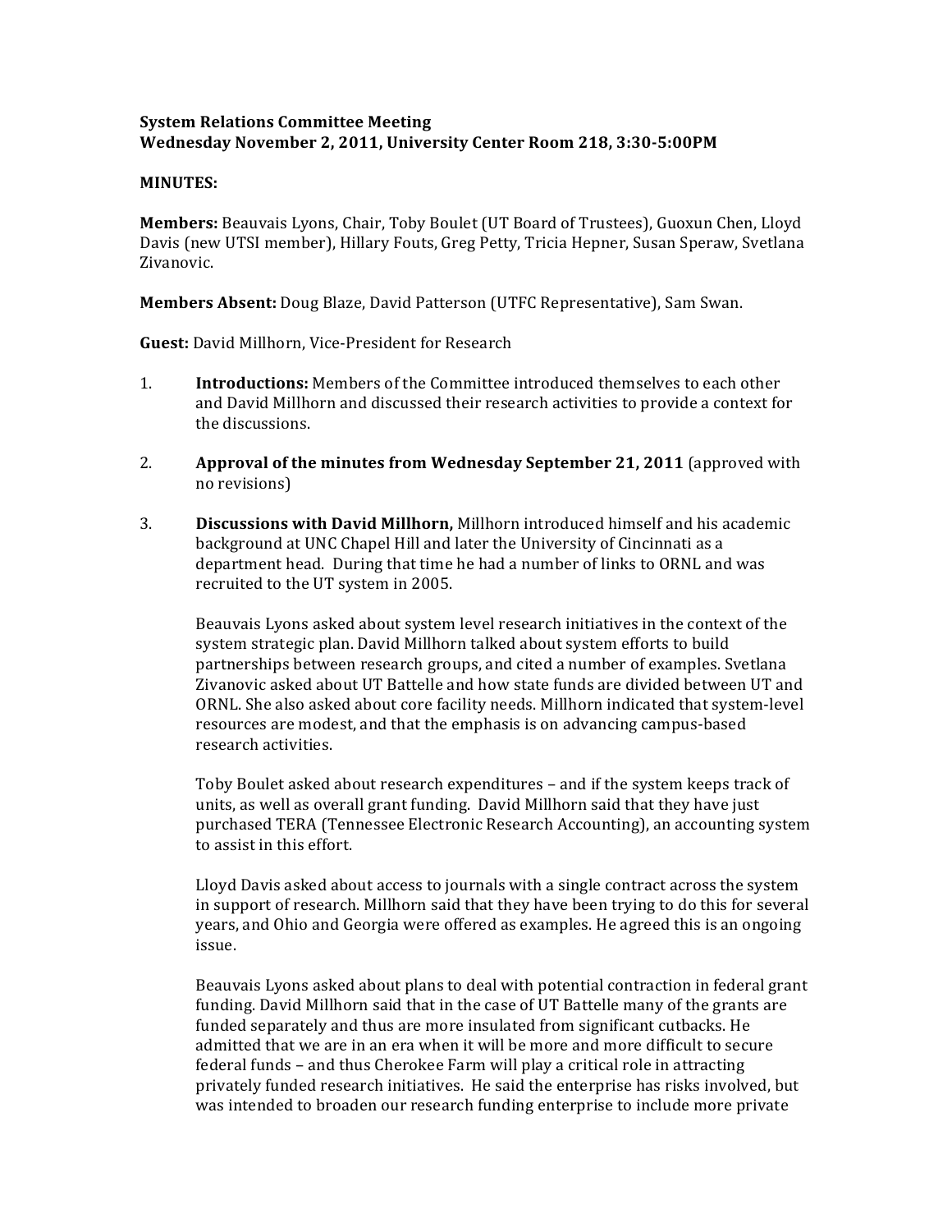**System Relations Committee Meeting**
**Wednesday November 2, 2011, University Center Room 218, 3:30-5:00PM**

**MINUTES:**

**Members:** Beauvais Lyons, Chair, Toby Boulet (UT Board of Trustees), Guoxun Chen, Lloyd Davis (new UTSI member), Hillary Fouts, Greg Petty, Tricia Hepner, Susan Speraw, Svetlana Zivanovic.

**Members Absent:** Doug Blaze, David Patterson (UTFC Representative), Sam Swan.

**Guest:** David Millhorn, Vice-President for Research

1. **Introductions:** Members of the Committee introduced themselves to each other and David Millhorn and discussed their research activities to provide a context for the discussions.

2. **Approval of the minutes from Wednesday September 21, 2011** (approved with no revisions)

3. **Discussions with David Millhorn,** Millhorn introduced himself and his academic background at UNC Chapel Hill and later the University of Cincinnati as a department head. During that time he had a number of links to ORNL and was recruited to the UT system in 2005.

   Beauvais Lyons asked about system level research initiatives in the context of the system strategic plan. David Millhorn talked about system efforts to build partnerships between research groups, and cited a number of examples. Svetlana Zivanovic asked about UT Battelle and how state funds are divided between UT and ORNL. She also asked about core facility needs. Millhorn indicated that system-level resources are modest, and that the emphasis is on advancing campus-based research activities.

   Toby Boulet asked about research expenditures – and if the system keeps track of units, as well as overall grant funding. David Millhorn said that they have just purchased TERA (Tennessee Electronic Research Accounting), an accounting system to assist in this effort.

   Lloyd Davis asked about access to journals with a single contract across the system in support of research. Millhorn said that they have been trying to do this for several years, and Ohio and Georgia were offered as examples. He agreed this is an ongoing issue.

   Beauvais Lyons asked about plans to deal with potential contraction in federal grant funding. David Millhorn said that in the case of UT Battelle many of the grants are funded separately and thus are more insulated from significant cutbacks. He admitted that we are in an era when it will be more and more difficult to secure federal funds – and thus Cherokee Farm will play a critical role in attracting privately funded research initiatives. He said the enterprise has risks involved, but was intended to broaden our research funding enterprise to include more private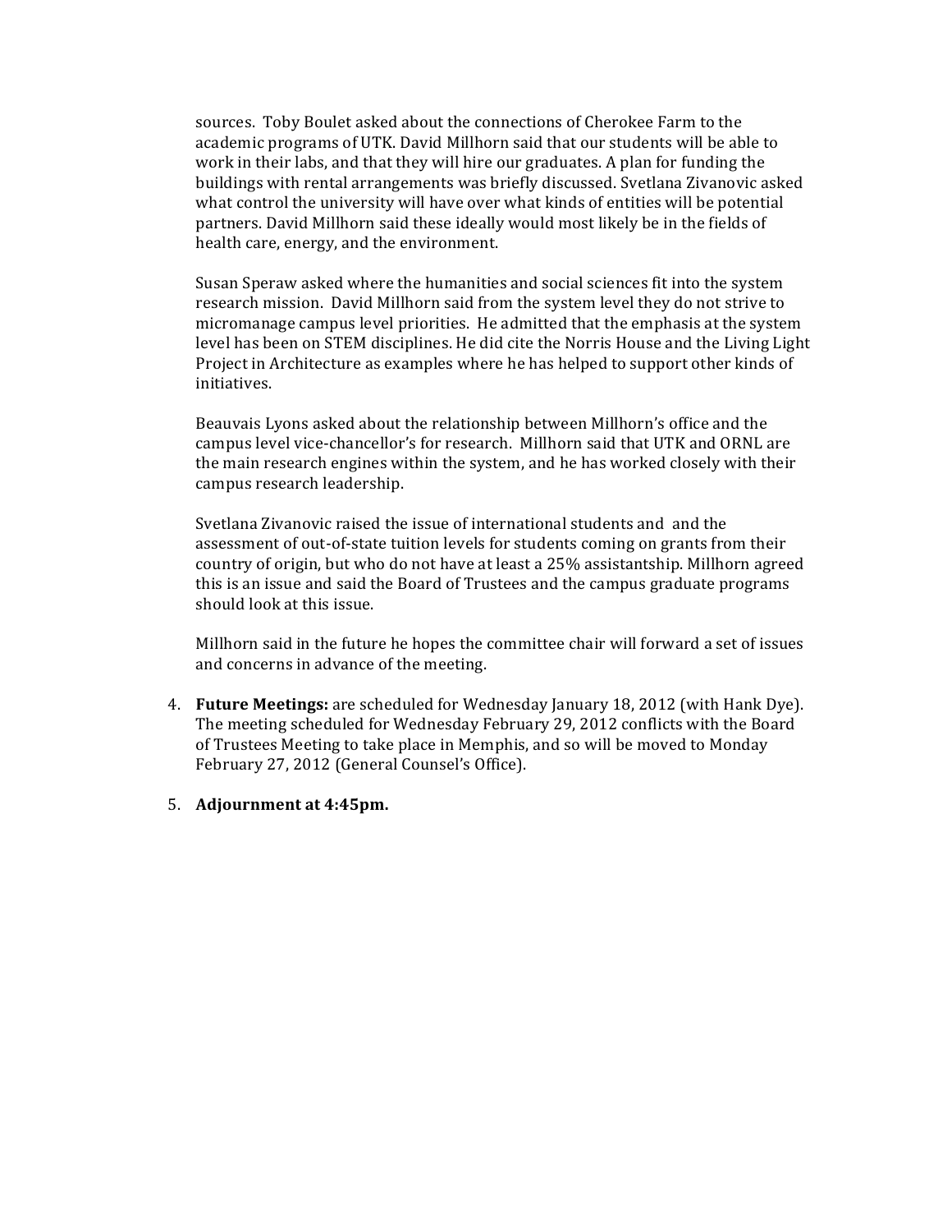sources. Toby Boulet asked about the connections of Cherokee Farm to the academic programs of UTK. David Millhorn said that our students will be able to work in their labs, and that they will hire our graduates. A plan for funding the buildings with rental arrangements was briefly discussed. Svetlana Zivanovic asked what control the university will have over what kinds of entities will be potential partners. David Millhorn said these ideally would most likely be in the fields of health care, energy, and the environment.

Susan Speraw asked where the humanities and social sciences fit into the system research mission. David Millhorn said from the system level they do not strive to micromanage campus level priorities. He admitted that the emphasis at the system level has been on STEM disciplines. He did cite the Norris House and the Living Light Project in Architecture as examples where he has helped to support other kinds of initiatives.

Beauvais Lyons asked about the relationship between Millhorn's office and the campus level vice-chancellor's for research. Millhorn said that UTK and ORNL are the main research engines within the system, and he has worked closely with their campus research leadership.

Svetlana Zivanovic raised the issue of international students and and the assessment of out-of-state tuition levels for students coming on grants from their country of origin, but who do not have at least a 25% assistantship. Millhorn agreed this is an issue and said the Board of Trustees and the campus graduate programs should look at this issue.

Millhorn said in the future he hopes the committee chair will forward a set of issues and concerns in advance of the meeting.

4. **Future Meetings:** are scheduled for Wednesday January 18, 2012 (with Hank Dye). The meeting scheduled for Wednesday February 29, 2012 conflicts with the Board of Trustees Meeting to take place in Memphis, and so will be moved to Monday February 27, 2012 (General Counsel's Office).

5. **Adjournment at 4:45pm.**